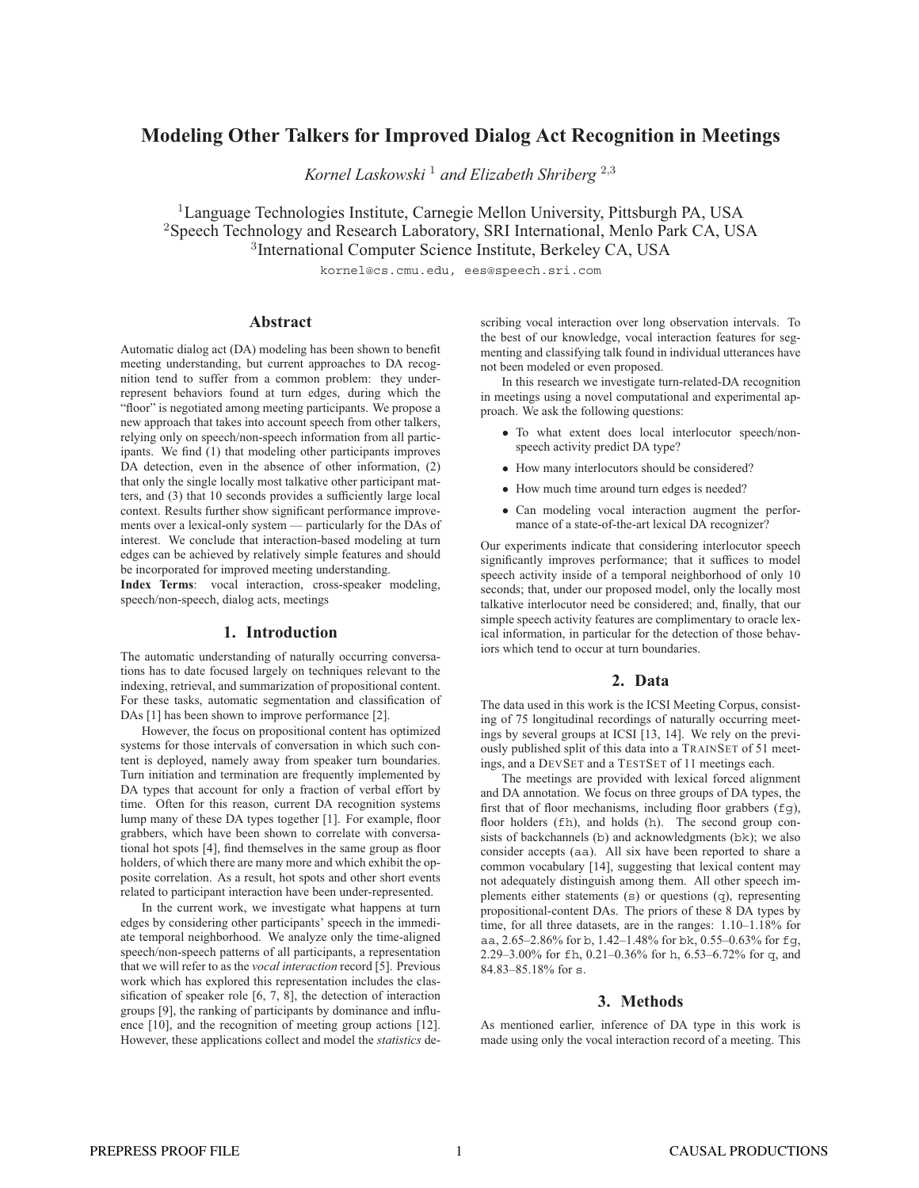# Modeling Other Talkers for Improved Dialog Act Recognition in Meetings

*Kornel Laskowski* [1] *and Elizabeth Shriberg* [2,3]

[1]Language Technologies Institute, Carnegie Mellon University, Pittsburgh PA, USA
[2]Speech Technology and Research Laboratory, SRI International, Menlo Park CA, USA
[3]International Computer Science Institute, Berkeley CA, USA

kornel@cs.cmu.edu, ees@speech.sri.com

## Abstract

Automatic dialog act (DA) modeling has been shown to benefit meeting understanding, but current approaches to DA recognition tend to suffer from a common problem: they under-represent behaviors found at turn edges, during which the "floor" is negotiated among meeting participants. We propose a new approach that takes into account speech from other talkers, relying only on speech/non-speech information from all participants. We find (1) that modeling other participants improves DA detection, even in the absence of other information, (2) that only the single locally most talkative other participant matters, and (3) that 10 seconds provides a sufficiently large local context. Results further show significant performance improvements over a lexical-only system — particularly for the DAs of interest. We conclude that interaction-based modeling at turn edges can be achieved by relatively simple features and should be incorporated for improved meeting understanding.

**Index Terms**: vocal interaction, cross-speaker modeling, speech/non-speech, dialog acts, meetings

## 1. Introduction

The automatic understanding of naturally occurring conversations has to date focused largely on techniques relevant to the indexing, retrieval, and summarization of propositional content. For these tasks, automatic segmentation and classification of DAs [1] has been shown to improve performance [2].

However, the focus on propositional content has optimized systems for those intervals of conversation in which such content is deployed, namely away from speaker turn boundaries. Turn initiation and termination are frequently implemented by DA types that account for only a fraction of verbal effort by time. Often for this reason, current DA recognition systems lump many of these DA types together [1]. For example, floor grabbers, which have been shown to correlate with conversational hot spots [4], find themselves in the same group as floor holders, of which there are many more and which exhibit the opposite correlation. As a result, hot spots and other short events related to participant interaction have been under-represented.

In the current work, we investigate what happens at turn edges by considering other participants' speech in the immediate temporal neighborhood. We analyze only the time-aligned speech/non-speech patterns of all participants, a representation that we will refer to as the *vocal interaction* record [5]. Previous work which has explored this representation includes the classification of speaker role [6, 7, 8], the detection of interaction groups [9], the ranking of participants by dominance and influence [10], and the recognition of meeting group actions [12]. However, these applications collect and model the *statistics* describing vocal interaction over long observation intervals. To the best of our knowledge, vocal interaction features for segmenting and classifying talk found in individual utterances have not been modeled or even proposed.

In this research we investigate turn-related-DA recognition in meetings using a novel computational and experimental approach. We ask the following questions:

- To what extent does local interlocutor speech/non-speech activity predict DA type?
- How many interlocutors should be considered?
- How much time around turn edges is needed?
- Can modeling vocal interaction augment the performance of a state-of-the-art lexical DA recognizer?

Our experiments indicate that considering interlocutor speech significantly improves performance; that it suffices to model speech activity inside of a temporal neighborhood of only 10 seconds; that, under our proposed model, only the locally most talkative interlocutor need be considered; and, finally, that our simple speech activity features are complimentary to oracle lexical information, in particular for the detection of those behaviors which tend to occur at turn boundaries.

## 2. Data

The data used in this work is the ICSI Meeting Corpus, consisting of 75 longitudinal recordings of naturally occurring meetings by several groups at ICSI [13, 14]. We rely on the previously published split of this data into a TRAINSET of 51 meetings, and a DEVSET and a TESTSET of 11 meetings each.

The meetings are provided with lexical forced alignment and DA annotation. We focus on three groups of DA types, the first that of floor mechanisms, including floor grabbers (fg), floor holders (fh), and holds (h). The second group consists of backchannels (b) and acknowledgments (bk); we also consider accepts (aa). All six have been reported to share a common vocabulary [14], suggesting that lexical content may not adequately distinguish among them. All other speech implements either statements (s) or questions (q), representing propositional-content DAs. The priors of these 8 DA types by time, for all three datasets, are in the ranges: 1.10–1.18% for aa, 2.65–2.86% for b, 1.42–1.48% for bk, 0.55–0.63% for fg, 2.29–3.00% for fh, 0.21–0.36% for h, 6.53–6.72% for q, and 84.83–85.18% for s.

## 3. Methods

As mentioned earlier, inference of DA type in this work is made using only the vocal interaction record of a meeting. This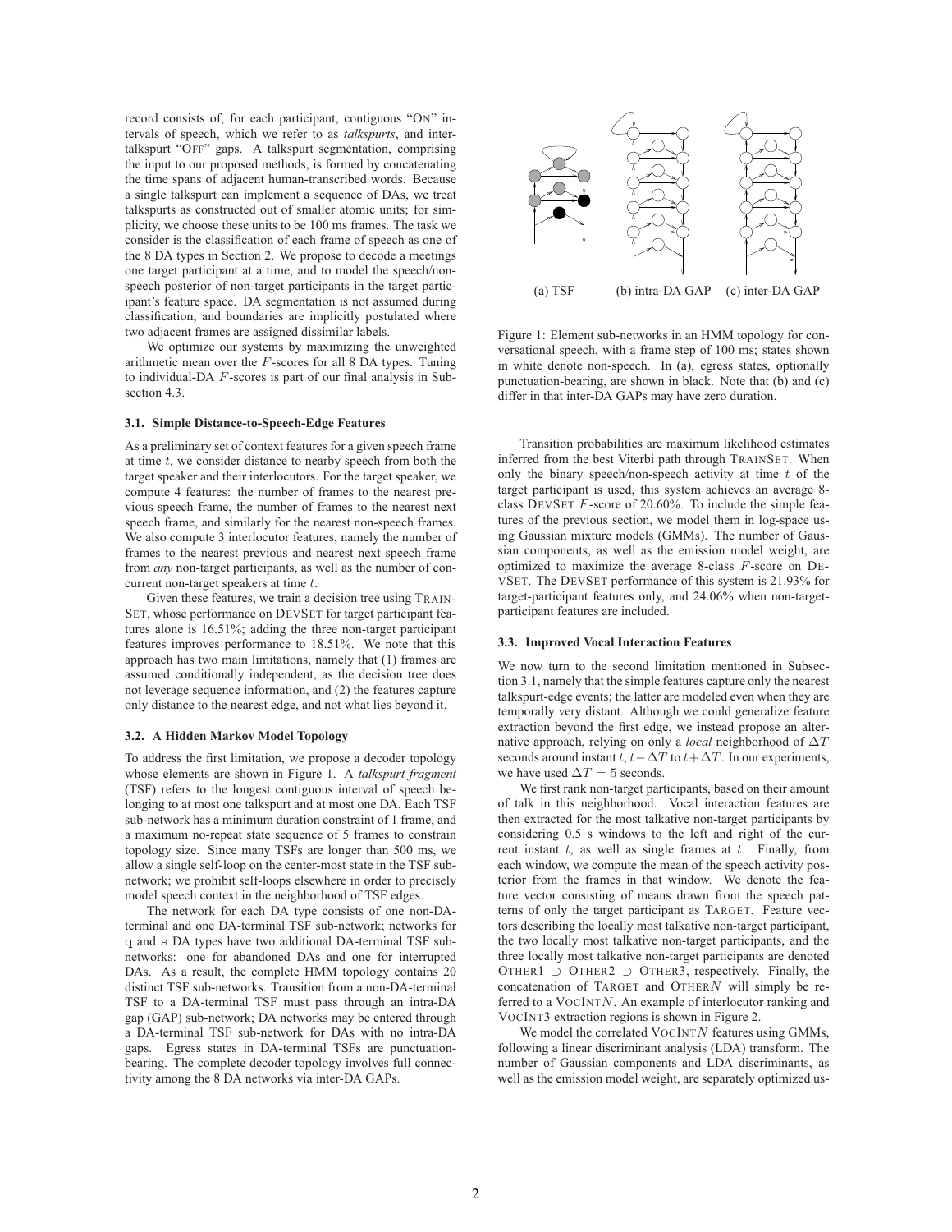record consists of, for each participant, contiguous "ON" intervals of speech, which we refer to as *talkspurts*, and intertalkspurt "OFF" gaps. A talkspurt segmentation, comprising the input to our proposed methods, is formed by concatenating the time spans of adjacent human-transcribed words. Because a single talkspurt can implement a sequence of DAs, we treat talkspurts as constructed out of smaller atomic units; for simplicity, we choose these units to be 100 ms frames. The task we consider is the classification of each frame of speech as one of the 8 DA types in Section 2. We propose to decode a meetings one target participant at a time, and to model the speech/nonspeech posterior of non-target participants in the target participant's feature space. DA segmentation is not assumed during classification, and boundaries are implicitly postulated where two adjacent frames are assigned dissimilar labels.

We optimize our systems by maximizing the unweighted arithmetic mean over the $F$-scores for all 8 DA types. Tuning to individual-DA $F$-scores is part of our final analysis in Subsection 4.3.

### 3.1. Simple Distance-to-Speech-Edge Features

As a preliminary set of context features for a given speech frame at time $t$, we consider distance to nearby speech from both the target speaker and their interlocutors. For the target speaker, we compute 4 features: the number of frames to the nearest previous speech frame, the number of frames to the nearest next speech frame, and similarly for the nearest non-speech frames. We also compute 3 interlocutor features, namely the number of frames to the nearest previous and nearest next speech frame from *any* non-target participants, as well as the number of concurrent non-target speakers at time $t$.

Given these features, we train a decision tree using TRAINSET, whose performance on DEVSET for target participant features alone is 16.51%; adding the three non-target participant features improves performance to 18.51%. We note that this approach has two main limitations, namely that (1) frames are assumed conditionally independent, as the decision tree does not leverage sequence information, and (2) the features capture only distance to the nearest edge, and not what lies beyond it.

### 3.2. A Hidden Markov Model Topology

To address the first limitation, we propose a decoder topology whose elements are shown in Figure 1. A *talkspurt fragment* (TSF) refers to the longest contiguous interval of speech belonging to at most one talkspurt and at most one DA. Each TSF sub-network has a minimum duration constraint of 1 frame, and a maximum no-repeat state sequence of 5 frames to constrain topology size. Since many TSFs are longer than 500 ms, we allow a single self-loop on the center-most state in the TSF subnetwork; we prohibit self-loops elsewhere in order to precisely model speech context in the neighborhood of TSF edges.

The network for each DA type consists of one non-DA-terminal and one DA-terminal TSF sub-network; networks for q and s DA types have two additional DA-terminal TSF subnetworks: one for abandoned DAs and one for interrupted DAs. As a result, the complete HMM topology contains 20 distinct TSF sub-networks. Transition from a non-DA-terminal TSF to a DA-terminal TSF must pass through an intra-DA gap (GAP) sub-network; DA networks may be entered through a DA-terminal TSF sub-network for DAs with no intra-DA gaps. Egress states in DA-terminal TSFs are punctuation-bearing. The complete decoder topology involves full connectivity among the 8 DA networks via inter-DA GAPs.

(a) TSF (b) intra-DA GAP (c) inter-DA GAP

Figure 1: Element sub-networks in an HMM topology for conversational speech, with a frame step of 100 ms; states shown in white denote non-speech. In (a), egress states, optionally punctuation-bearing, are shown in black. Note that (b) and (c) differ in that inter-DA GAPs may have zero duration.

Transition probabilities are maximum likelihood estimates inferred from the best Viterbi path through TRAINSET. When only the binary speech/non-speech activity at time $t$ of the target participant is used, this system achieves an average 8-class DEVSET $F$-score of 20.60%. To include the simple features of the previous section, we model them in log-space using Gaussian mixture models (GMMs). The number of Gaussian components, as well as the emission model weight, are optimized to maximize the average 8-class $F$-score on DEVSET. The DEVSET performance of this system is 21.93% for target-participant features only, and 24.06% when non-target-participant features are included.

### 3.3. Improved Vocal Interaction Features

We now turn to the second limitation mentioned in Subsection 3.1, namely that the simple features capture only the nearest talkspurt-edge events; the latter are modeled even when they are temporally very distant. Although we could generalize feature extraction beyond the first edge, we instead propose an alternative approach, relying on only a *local* neighborhood of $\Delta T$ seconds around instant $t$, $t-\Delta T$ to $t+\Delta T$. In our experiments, we have used $\Delta T = 5$ seconds.

We first rank non-target participants, based on their amount of talk in this neighborhood. Vocal interaction features are then extracted for the most talkative non-target participants by considering 0.5 s windows to the left and right of the current instant $t$, as well as single frames at $t$. Finally, from each window, we compute the mean of the speech activity posterior from the frames in that window. We denote the feature vector consisting of means drawn from the speech patterns of only the target participant as TARGET. Feature vectors describing the locally most talkative non-target participant, the two locally most talkative non-target participants, and the three locally most talkative non-target participants are denoted OTHER1 $\supset$ OTHER2 $\supset$ OTHER3, respectively. Finally, the concatenation of TARGET and OTHER$N$ will simply be referred to a VOCINT$N$. An example of interlocutor ranking and VOCINT3 extraction regions is shown in Figure 2.

We model the correlated VOCINT$N$ features using GMMs, following a linear discriminant analysis (LDA) transform. The number of Gaussian components and LDA discriminants, as well as the emission model weight, are separately optimized us-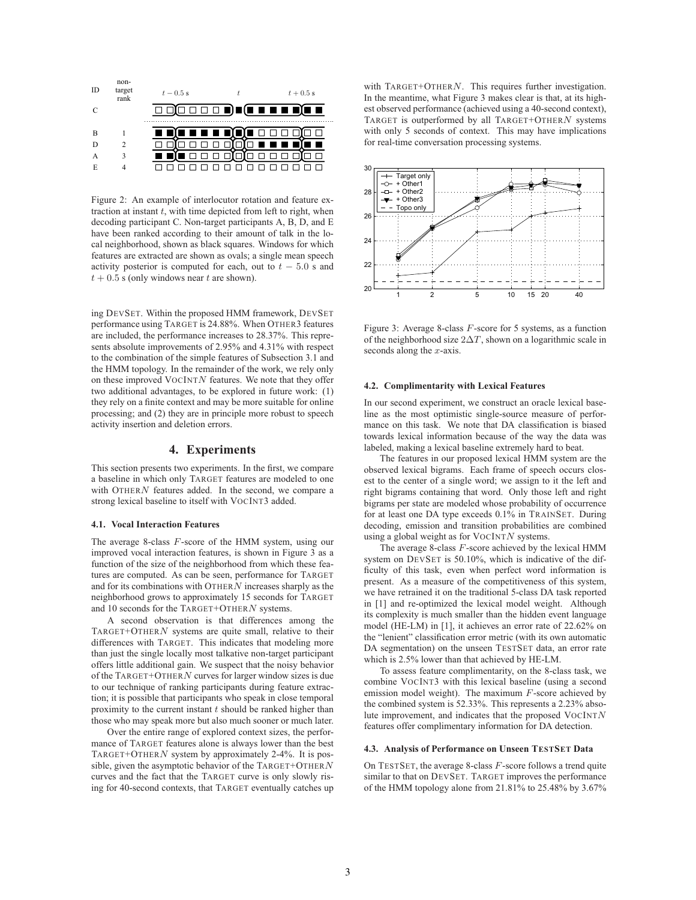Figure 2: An example of interlocutor rotation and feature extraction at instant $t$, with time depicted from left to right, when decoding participant C. Non-target participants A, B, D, and E have been ranked according to their amount of talk in the local neighborhood, shown as black squares. Windows for which features are extracted are shown as ovals; a single mean speech activity posterior is computed for each, out to $t - 5.0$ s and $t + 0.5$ s (only windows near $t$ are shown).

ing DEVSET. Within the proposed HMM framework, DEVSET performance using TARGET is 24.88%. When OTHER3 features are included, the performance increases to 28.37%. This represents absolute improvements of 2.95% and 4.31% with respect to the combination of the simple features of Subsection 3.1 and the HMM topology. In the remainder of the work, we rely only on these improved VOCINT$N$ features. We note that they offer two additional advantages, to be explored in future work: (1) they rely on a finite context and may be more suitable for online processing; and (2) they are in principle more robust to speech activity insertion and deletion errors.

# 4. Experiments

This section presents two experiments. In the first, we compare a baseline in which only TARGET features are modeled to one with OTHER$N$ features added. In the second, we compare a strong lexical baseline to itself with VOCINT3 added.

### 4.1. Vocal Interaction Features

The average 8-class $F$-score of the HMM system, using our improved vocal interaction features, is shown in Figure 3 as a function of the size of the neighborhood from which these features are computed. As can be seen, performance for TARGET and for its combinations with OTHER$N$ increases sharply as the neighborhood grows to approximately 15 seconds for TARGET and 10 seconds for the TARGET+OTHER$N$ systems.

A second observation is that differences among the TARGET+OTHER$N$ systems are quite small, relative to their differences with TARGET. This indicates that modeling more than just the single locally most talkative non-target participant offers little additional gain. We suspect that the noisy behavior of the TARGET+OTHER$N$ curves for larger window sizes is due to our technique of ranking participants during feature extraction; it is possible that participants who speak in close temporal proximity to the current instant $t$ should be ranked higher than those who may speak more but also much sooner or much later.

Over the entire range of explored context sizes, the performance of TARGET features alone is always lower than the best TARGET+OTHER$N$ system by approximately 2-4%. It is possible, given the asymptotic behavior of the TARGET+OTHER$N$ curves and the fact that the TARGET curve is only slowly rising for 40-second contexts, that TARGET eventually catches up with TARGET+OTHER$N$. This requires further investigation. In the meantime, what Figure 3 makes clear is that, at its highest observed performance (achieved using a 40-second context), TARGET is outperformed by all TARGET+OTHER$N$ systems with only 5 seconds of context. This may have implications for real-time conversation processing systems.

Figure 3: Average 8-class $F$-score for 5 systems, as a function of the neighborhood size $2\Delta T$, shown on a logarithmic scale in seconds along the $x$-axis.

### 4.2. Complimentarity with Lexical Features

In our second experiment, we construct an oracle lexical baseline as the most optimistic single-source measure of performance on this task. We note that DA classification is biased towards lexical information because of the way the data was labeled, making a lexical baseline extremely hard to beat.

The features in our proposed lexical HMM system are the observed lexical bigrams. Each frame of speech occurs closest to the center of a single word; we assign to it the left and right bigrams containing that word. Only those left and right bigrams per state are modeled whose probability of occurrence for at least one DA type exceeds 0.1% in TRAINSET. During decoding, emission and transition probabilities are combined using a global weight as for VOCINT$N$ systems.

The average 8-class $F$-score achieved by the lexical HMM system on DEVSET is 50.10%, which is indicative of the difficulty of this task, even when perfect word information is present. As a measure of the competitiveness of this system, we have retrained it on the traditional 5-class DA task reported in [1] and re-optimized the lexical model weight. Although its complexity is much smaller than the hidden event language model (HE-LM) in [1], it achieves an error rate of 22.62% on the "lenient" classification error metric (with its own automatic DA segmentation) on the unseen TESTSET data, an error rate which is 2.5% lower than that achieved by HE-LM.

To assess feature complimentarity, on the 8-class task, we combine VOCINT3 with this lexical baseline (using a second emission model weight). The maximum $F$-score achieved by the combined system is 52.33%. This represents a 2.23% absolute improvement, and indicates that the proposed VOCINT$N$ features offer complimentary information for DA detection.

### 4.3. Analysis of Performance on Unseen TESTSET Data

On TESTSET, the average 8-class $F$-score follows a trend quite similar to that on DEVSET. TARGET improves the performance of the HMM topology alone from 21.81% to 25.48% by 3.67%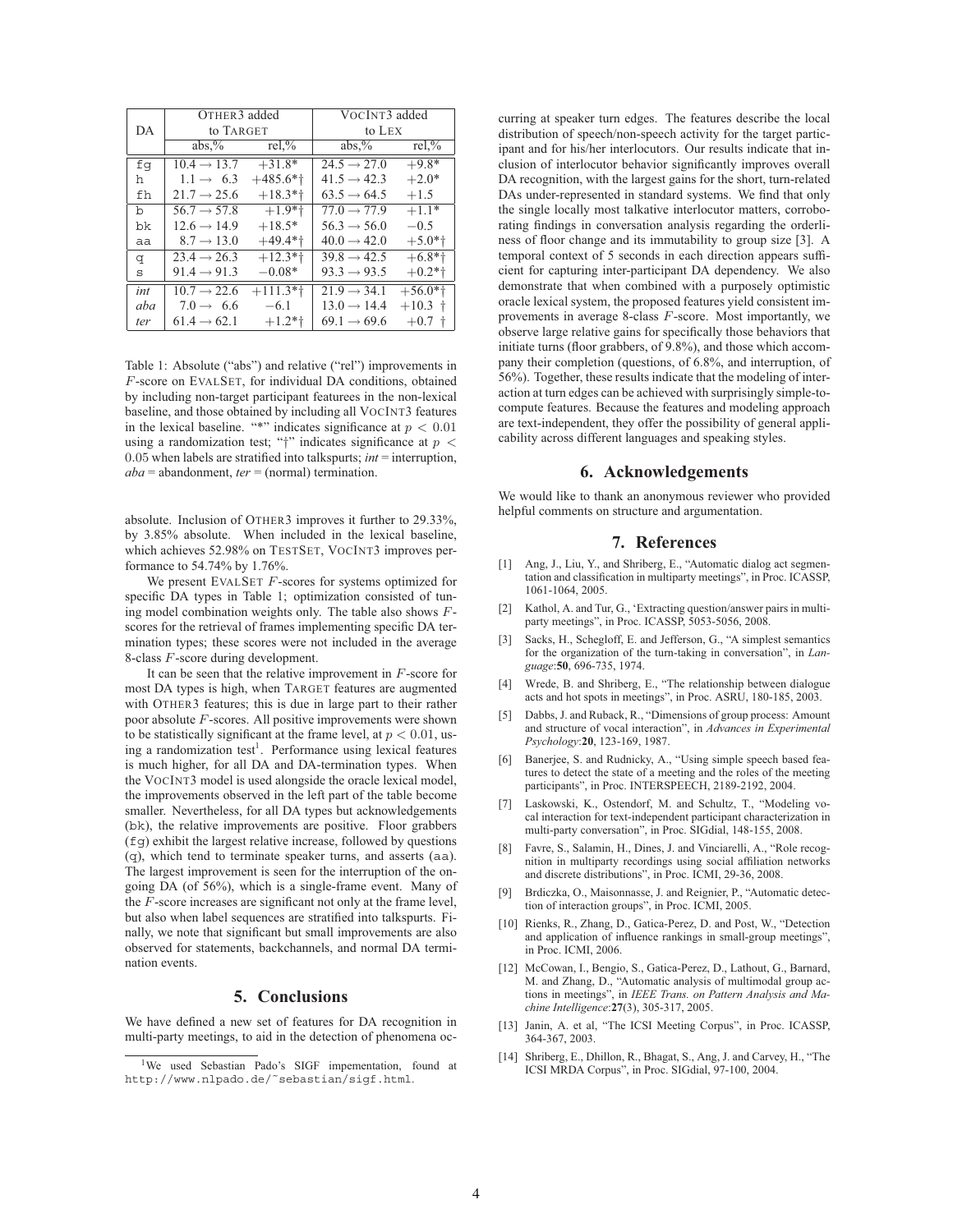| DA | OTHER3 added to TARGET | | VOCINT3 added to LEX | |
|---|---|---|---|---|
| | abs,% | rel,% | abs,% | rel,% |
| fg | 10.4 → 13.7 | +31.8* | 24.5 → 27.0 | +9.8* |
| h | 1.1 → 6.3 | +485.6*† | 41.5 → 42.3 | +2.0* |
| fh | 21.7 → 25.6 | +18.3*† | 63.5 → 64.5 | +1.5 |
| b | 56.7 → 57.8 | +1.9*† | 77.0 → 77.9 | +1.1* |
| bk | 12.6 → 14.9 | +18.5* | 56.3 → 56.0 | −0.5 |
| aa | 8.7 → 13.0 | +49.4*† | 40.0 → 42.0 | +5.0*† |
| q | 23.4 → 26.3 | +12.3*† | 39.8 → 42.5 | +6.8*† |
| s | 91.4 → 91.3 | −0.08* | 93.3 → 93.5 | +0.2*† |
| *int* | 10.7 → 22.6 | +111.3*† | 21.9 → 34.1 | +56.0*† |
| *aba* | 7.0 → 6.6 | −6.1 | 13.0 → 14.4 | +10.3 † |
| *ter* | 61.4 → 62.1 | +1.2*† | 69.1 → 69.6 | +0.7 † |

Table 1: Absolute ("abs") and relative ("rel") improvements in $F$-score on EVALSET, for individual DA conditions, obtained by including non-target participant featurees in the non-lexical baseline, and those obtained by including all VOCINT3 features in the lexical baseline. "*" indicates significance at $p < 0.01$ using a randomization test; "†" indicates significance at $p < 0.05$ when labels are stratified into talkspurts; *int* = interruption, *aba* = abandonment, *ter* = (normal) termination.

absolute. Inclusion of OTHER3 improves it further to 29.33%, by 3.85% absolute. When included in the lexical baseline, which achieves 52.98% on TESTSET, VOCINT3 improves performance to 54.74% by 1.76%.

We present EVALSET $F$-scores for systems optimized for specific DA types in Table 1; optimization consisted of tuning model combination weights only. The table also shows $F$-scores for the retrieval of frames implementing specific DA termination types; these scores were not included in the average 8-class $F$-score during development.

It can be seen that the relative improvement in $F$-score for most DA types is high, when TARGET features are augmented with OTHER3 features; this is due in large part to their rather poor absolute $F$-scores. All positive improvements were shown to be statistically significant at the frame level, at $p < 0.01$, using a randomization test[1]. Performance using lexical features is much higher, for all DA and DA-termination types. When the VOCINT3 model is used alongside the oracle lexical model, the improvements observed in the left part of the table become smaller. Nevertheless, for all DA types but acknowledgements (bk), the relative improvements are positive. Floor grabbers (fg) exhibit the largest relative increase, followed by questions (q), which tend to terminate speaker turns, and asserts (aa). The largest improvement is seen for the interruption of the ongoing DA (of 56%), which is a single-frame event. Many of the $F$-score increases are significant not only at the frame level, but also when label sequences are stratified into talkspurts. Finally, we note that significant but small improvements are also observed for statements, backchannels, and normal DA termination events.

## 5. Conclusions

We have defined a new set of features for DA recognition in multi-party meetings, to aid in the detection of phenomena occurring at speaker turn edges. The features describe the local distribution of speech/non-speech activity for the target participant and for his/her interlocutors. Our results indicate that inclusion of interlocutor behavior significantly improves overall DA recognition, with the largest gains for the short, turn-related DAs under-represented in standard systems. We find that only the single locally most talkative interlocutor matters, corroborating findings in conversation analysis regarding the orderliness of floor change and its immutability to group size [3]. A temporal context of 5 seconds in each direction appears sufficient for capturing inter-participant DA dependency. We also demonstrate that when combined with a purposely optimistic oracle lexical system, the proposed features yield consistent improvements in average 8-class $F$-score. Most importantly, we observe large relative gains for specifically those behaviors that initiate turns (floor grabbers, of 9.8%), and those which accompany their completion (questions, of 6.8%, and interruption, of 56%). Together, these results indicate that the modeling of interaction at turn edges can be achieved with surprisingly simple-to-compute features. Because the features and modeling approach are text-independent, they offer the possibility of general applicability across different languages and speaking styles.

## 6. Acknowledgements

We would like to thank an anonymous reviewer who provided helpful comments on structure and argumentation.

## 7. References

[1] Ang, J., Liu, Y., and Shriberg, E., "Automatic dialog act segmentation and classification in multiparty meetings", in Proc. ICASSP, 1061-1064, 2005.

[2] Kathol, A. and Tur, G., 'Extracting question/answer pairs in multiparty meetings", in Proc. ICASSP, 5053-5056, 2008.

[3] Sacks, H., Schegloff, E. and Jefferson, G., "A simplest semantics for the organization of the turn-taking in conversation", in *Language*:**50**, 696-735, 1974.

[4] Wrede, B. and Shriberg, E., "The relationship between dialogue acts and hot spots in meetings", in Proc. ASRU, 180-185, 2003.

[5] Dabbs, J. and Ruback, R., "Dimensions of group process: Amount and structure of vocal interaction", in *Advances in Experimental Psychology*:**20**, 123-169, 1987.

[6] Banerjee, S. and Rudnicky, A., "Using simple speech based features to detect the state of a meeting and the roles of the meeting participants", in Proc. INTERSPEECH, 2189-2192, 2004.

[7] Laskowski, K., Ostendorf, M. and Schultz, T., "Modeling vocal interaction for text-independent participant characterization in multi-party conversation", in Proc. SIGdial, 148-155, 2008.

[8] Favre, S., Salamin, H., Dines, J. and Vinciarelli, A., "Role recognition in multiparty recordings using social affiliation networks and discrete distributions", in Proc. ICMI, 29-36, 2008.

[9] Brdiczka, O., Maisonnasse, J. and Reignier, P., "Automatic detection of interaction groups", in Proc. ICMI, 2005.

[10] Rienks, R., Zhang, D., Gatica-Perez, D. and Post, W., "Detection and application of influence rankings in small-group meetings", in Proc. ICMI, 2006.

[12] McCowan, I., Bengio, S., Gatica-Perez, D., Lathout, G., Barnard, M. and Zhang, D., "Automatic analysis of multimodal group actions in meetings", in *IEEE Trans. on Pattern Analysis and Machine Intelligence*:**27**(3), 305-317, 2005.

[13] Janin, A. et al, "The ICSI Meeting Corpus", in Proc. ICASSP, 364-367, 2003.

[14] Shriberg, E., Dhillon, R., Bhagat, S., Ang, J. and Carvey, H., "The ICSI MRDA Corpus", in Proc. SIGdial, 97-100, 2004.

[1] We used Sebastian Padó's SIGF impementation, found at `http://www.nlpado.de/~sebastian/sigf.html`.